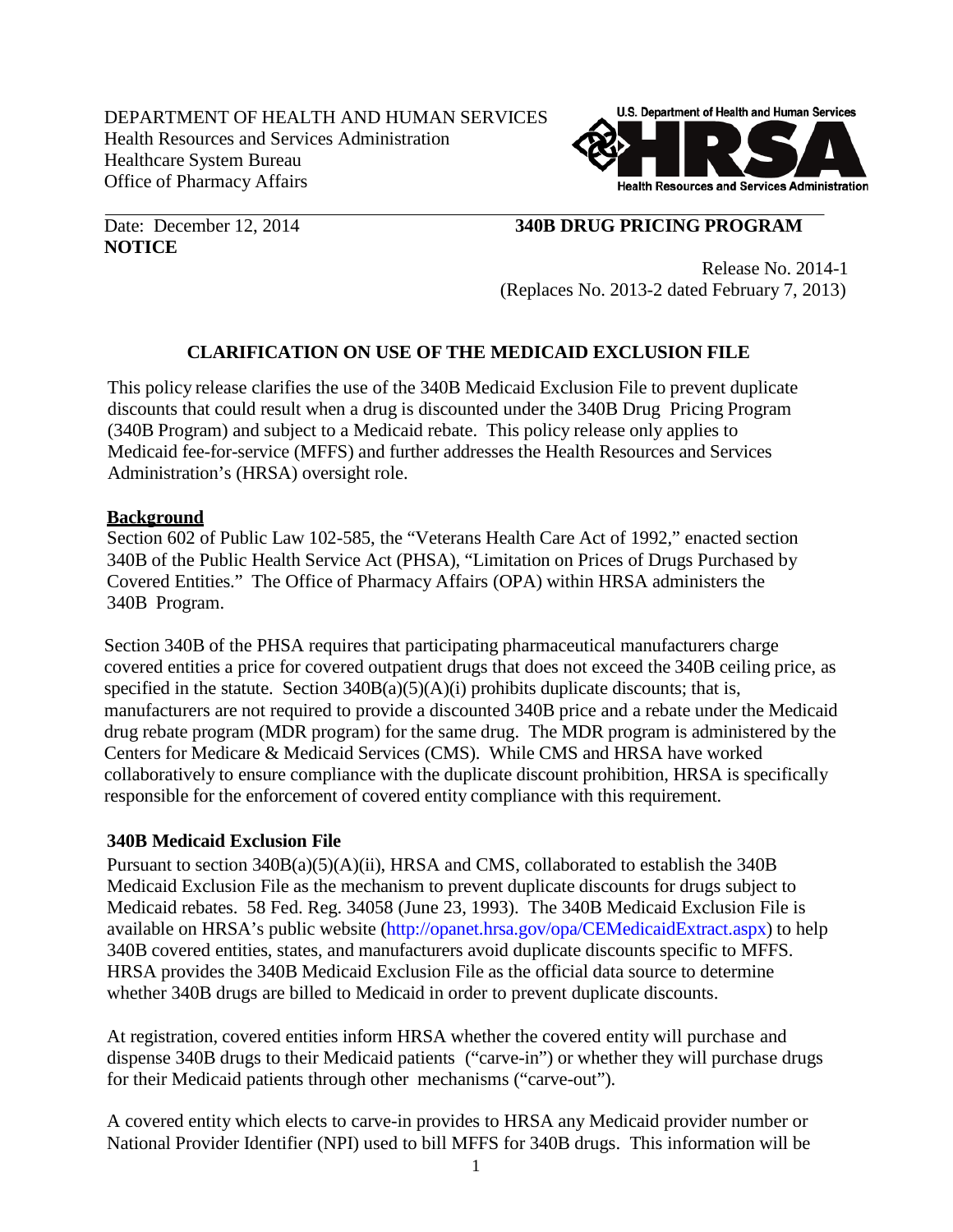DEPARTMENT OF HEALTH AND HUMAN SERVICES
Health Resources and Services Administration
Healthcare System Bureau
Office of Pharmacy Affairs

Date: December 12, 2014 **340B DRUG PRICING PROGRAM NOTICE**

Release No. 2014-1
(Replaces No. 2013-2 dated February 7, 2013)

## CLARIFICATION ON USE OF THE MEDICAID EXCLUSION FILE

This policy release clarifies the use of the 340B Medicaid Exclusion File to prevent duplicate discounts that could result when a drug is discounted under the 340B Drug Pricing Program (340B Program) and subject to a Medicaid rebate. This policy release only applies to Medicaid fee-for-service (MFFS) and further addresses the Health Resources and Services Administration's (HRSA) oversight role.

### Background

Section 602 of Public Law 102-585, the "Veterans Health Care Act of 1992," enacted section 340B of the Public Health Service Act (PHSA), "Limitation on Prices of Drugs Purchased by Covered Entities." The Office of Pharmacy Affairs (OPA) within HRSA administers the 340B Program.

Section 340B of the PHSA requires that participating pharmaceutical manufacturers charge covered entities a price for covered outpatient drugs that does not exceed the 340B ceiling price, as specified in the statute. Section 340B(a)(5)(A)(i) prohibits duplicate discounts; that is, manufacturers are not required to provide a discounted 340B price and a rebate under the Medicaid drug rebate program (MDR program) for the same drug. The MDR program is administered by the Centers for Medicare & Medicaid Services (CMS). While CMS and HRSA have worked collaboratively to ensure compliance with the duplicate discount prohibition, HRSA is specifically responsible for the enforcement of covered entity compliance with this requirement.

### 340B Medicaid Exclusion File

Pursuant to section 340B(a)(5)(A)(ii), HRSA and CMS, collaborated to establish the 340B Medicaid Exclusion File as the mechanism to prevent duplicate discounts for drugs subject to Medicaid rebates. 58 Fed. Reg. 34058 (June 23, 1993). The 340B Medicaid Exclusion File is available on HRSA's public website (http://opanet.hrsa.gov/opa/CEMedicaidExtract.aspx) to help 340B covered entities, states, and manufacturers avoid duplicate discounts specific to MFFS. HRSA provides the 340B Medicaid Exclusion File as the official data source to determine whether 340B drugs are billed to Medicaid in order to prevent duplicate discounts.

At registration, covered entities inform HRSA whether the covered entity will purchase and dispense 340B drugs to their Medicaid patients ("carve-in") or whether they will purchase drugs for their Medicaid patients through other mechanisms ("carve-out").

A covered entity which elects to carve-in provides to HRSA any Medicaid provider number or National Provider Identifier (NPI) used to bill MFFS for 340B drugs. This information will be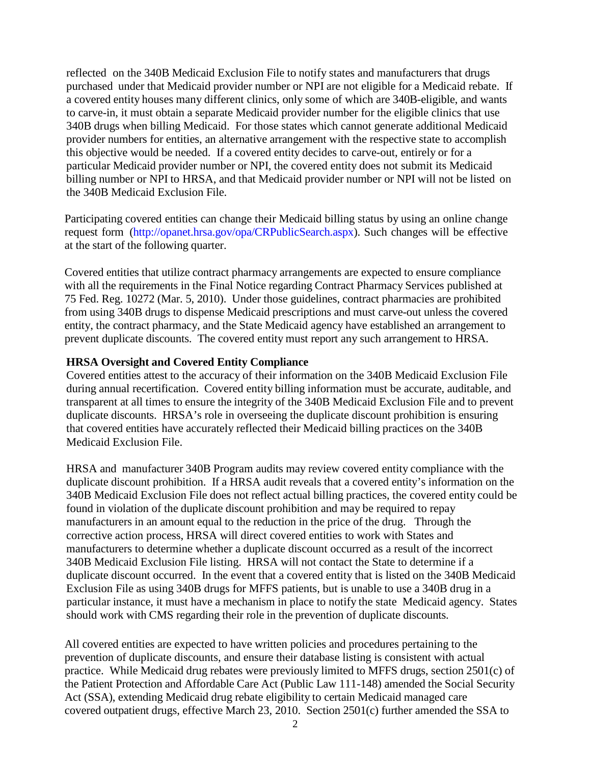reflected on the 340B Medicaid Exclusion File to notify states and manufacturers that drugs purchased under that Medicaid provider number or NPI are not eligible for a Medicaid rebate. If a covered entity houses many different clinics, only some of which are 340B-eligible, and wants to carve-in, it must obtain a separate Medicaid provider number for the eligible clinics that use 340B drugs when billing Medicaid. For those states which cannot generate additional Medicaid provider numbers for entities, an alternative arrangement with the respective state to accomplish this objective would be needed. If a covered entity decides to carve-out, entirely or for a particular Medicaid provider number or NPI, the covered entity does not submit its Medicaid billing number or NPI to HRSA, and that Medicaid provider number or NPI will not be listed on the 340B Medicaid Exclusion File.

Participating covered entities can change their Medicaid billing status by using an online change request form (http://opanet.hrsa.gov/opa/CRPublicSearch.aspx). Such changes will be effective at the start of the following quarter.

Covered entities that utilize contract pharmacy arrangements are expected to ensure compliance with all the requirements in the Final Notice regarding Contract Pharmacy Services published at 75 Fed. Reg. 10272 (Mar. 5, 2010). Under those guidelines, contract pharmacies are prohibited from using 340B drugs to dispense Medicaid prescriptions and must carve-out unless the covered entity, the contract pharmacy, and the State Medicaid agency have established an arrangement to prevent duplicate discounts. The covered entity must report any such arrangement to HRSA.

**HRSA Oversight and Covered Entity Compliance**

Covered entities attest to the accuracy of their information on the 340B Medicaid Exclusion File during annual recertification. Covered entity billing information must be accurate, auditable, and transparent at all times to ensure the integrity of the 340B Medicaid Exclusion File and to prevent duplicate discounts. HRSA's role in overseeing the duplicate discount prohibition is ensuring that covered entities have accurately reflected their Medicaid billing practices on the 340B Medicaid Exclusion File.

HRSA and manufacturer 340B Program audits may review covered entity compliance with the duplicate discount prohibition. If a HRSA audit reveals that a covered entity's information on the 340B Medicaid Exclusion File does not reflect actual billing practices, the covered entity could be found in violation of the duplicate discount prohibition and may be required to repay manufacturers in an amount equal to the reduction in the price of the drug. Through the corrective action process, HRSA will direct covered entities to work with States and manufacturers to determine whether a duplicate discount occurred as a result of the incorrect 340B Medicaid Exclusion File listing. HRSA will not contact the State to determine if a duplicate discount occurred. In the event that a covered entity that is listed on the 340B Medicaid Exclusion File as using 340B drugs for MFFS patients, but is unable to use a 340B drug in a particular instance, it must have a mechanism in place to notify the state Medicaid agency. States should work with CMS regarding their role in the prevention of duplicate discounts.

All covered entities are expected to have written policies and procedures pertaining to the prevention of duplicate discounts, and ensure their database listing is consistent with actual practice. While Medicaid drug rebates were previously limited to MFFS drugs, section 2501(c) of the Patient Protection and Affordable Care Act (Public Law 111-148) amended the Social Security Act (SSA), extending Medicaid drug rebate eligibility to certain Medicaid managed care covered outpatient drugs, effective March 23, 2010. Section 2501(c) further amended the SSA to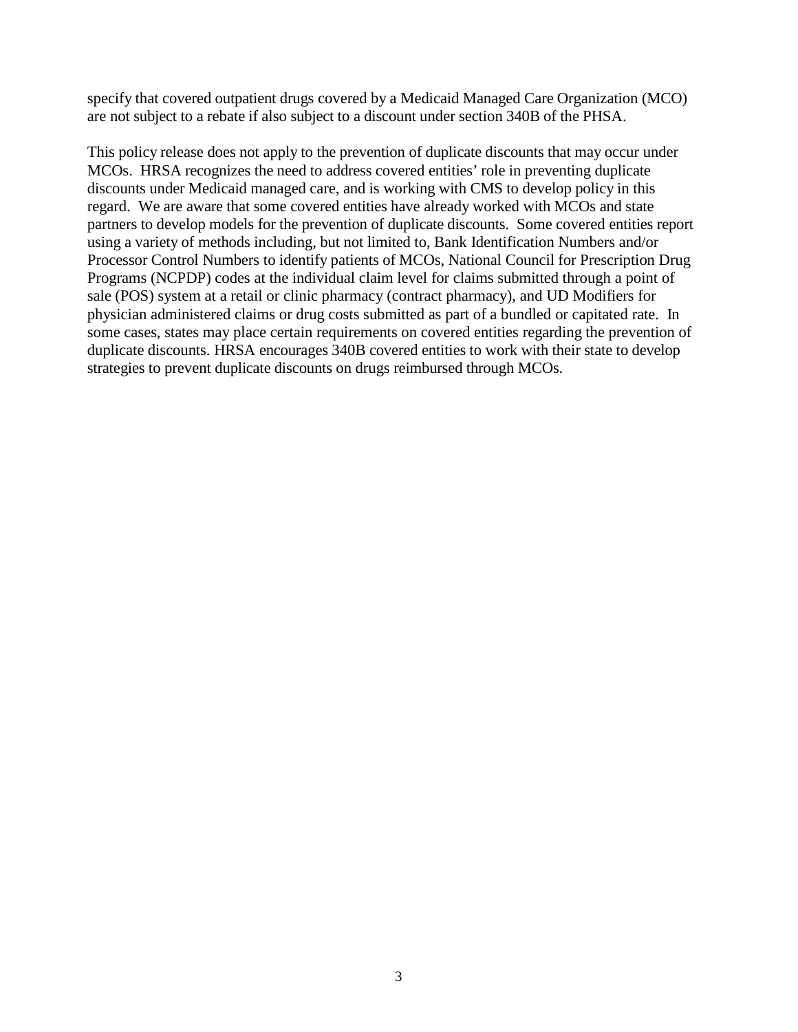specify that covered outpatient drugs covered by a Medicaid Managed Care Organization (MCO) are not subject to a rebate if also subject to a discount under section 340B of the PHSA.

This policy release does not apply to the prevention of duplicate discounts that may occur under MCOs. HRSA recognizes the need to address covered entities' role in preventing duplicate discounts under Medicaid managed care, and is working with CMS to develop policy in this regard. We are aware that some covered entities have already worked with MCOs and state partners to develop models for the prevention of duplicate discounts. Some covered entities report using a variety of methods including, but not limited to, Bank Identification Numbers and/or Processor Control Numbers to identify patients of MCOs, National Council for Prescription Drug Programs (NCPDP) codes at the individual claim level for claims submitted through a point of sale (POS) system at a retail or clinic pharmacy (contract pharmacy), and UD Modifiers for physician administered claims or drug costs submitted as part of a bundled or capitated rate. In some cases, states may place certain requirements on covered entities regarding the prevention of duplicate discounts. HRSA encourages 340B covered entities to work with their state to develop strategies to prevent duplicate discounts on drugs reimbursed through MCOs.